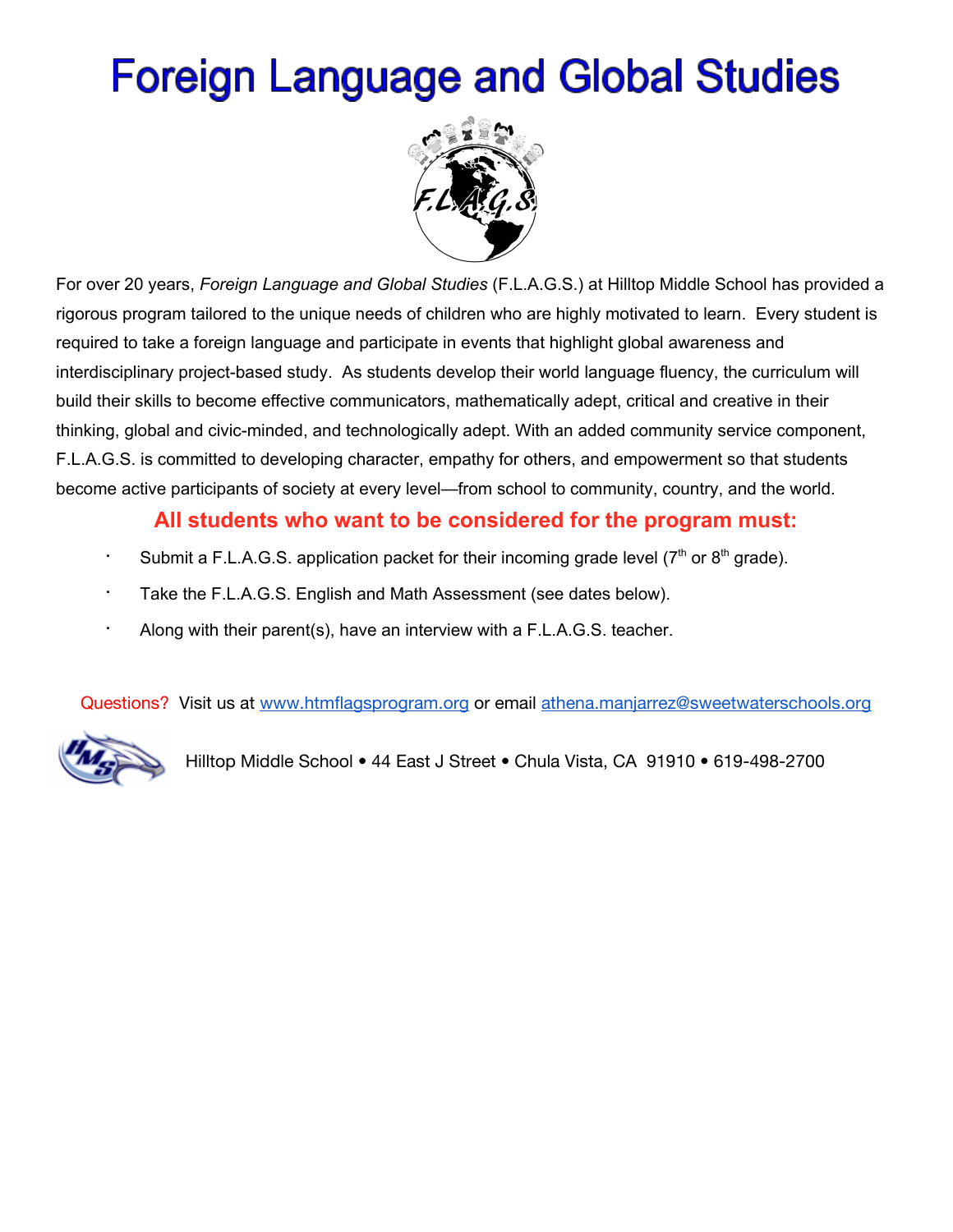# Foreign Language and Global Studies

F.L.A.G.S.

For over 20 years, *Foreign Language and Global Studies* (F.L.A.G.S.) at Hilltop Middle School has provided a rigorous program tailored to the unique needs of children who are highly motivated to learn. Every student is required to take a foreign language and participate in events that highlight global awareness and interdisciplinary project-based study. As students develop their world language fluency, the curriculum will build their skills to become effective communicators, mathematically adept, critical and creative in their thinking, global and civic-minded, and technologically adept. With an added community service component, F.L.A.G.S. is committed to developing character, empathy for others, and empowerment so that students become active participants of society at every level—from school to community, country, and the world.

**All students who want to be considered for the program must:**

- Submit a F.L.A.G.S. application packet for their incoming grade level (7th or 8th grade).
- Take the F.L.A.G.S. English and Math Assessment (see dates below).
- Along with their parent(s), have an interview with a F.L.A.G.S. teacher.

Questions? Visit us at www.htmflagsprogram.org or email athena.manjarrez@sweetwaterschools.org

Hilltop Middle School • 44 East J Street • Chula Vista, CA 91910 • 619-498-2700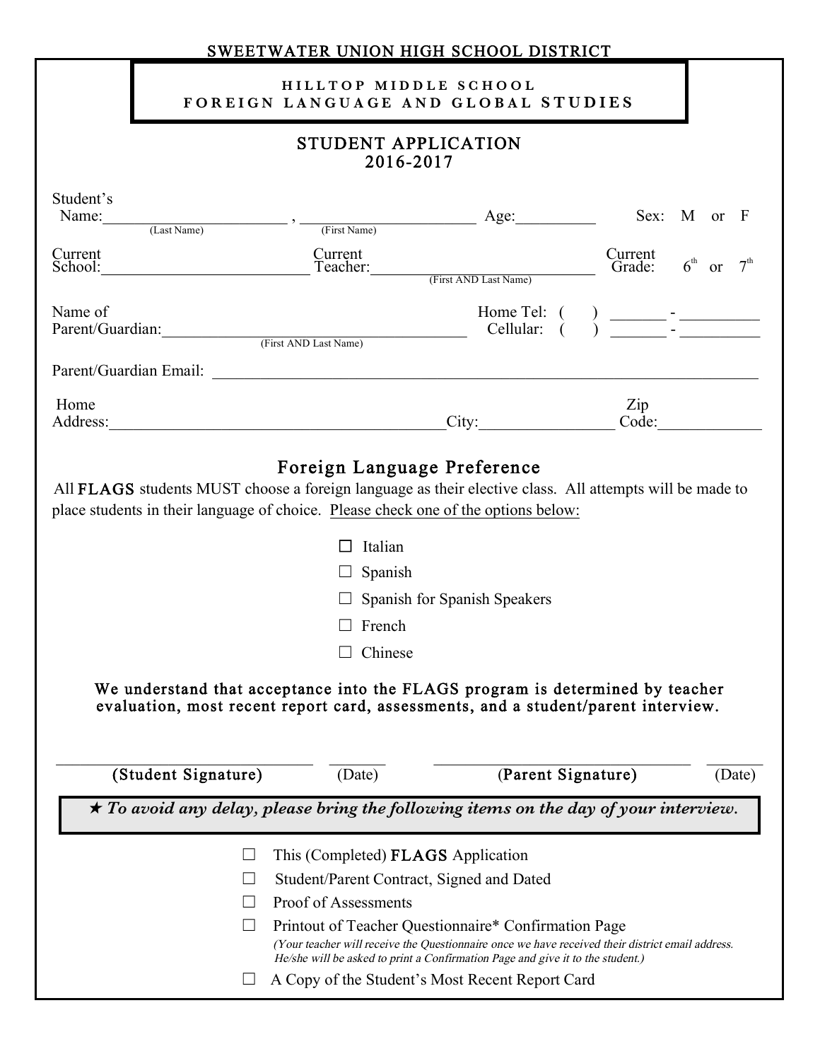SWEETWATER UNION HIGH SCHOOL DISTRICT

# HILLTOP MIDDLE SCHOOL
# FOREIGN LANGUAGE AND GLOBAL STUDIES

## STUDENT APPLICATION
## 2016-2017

Student's Name:______________________ , ______________________ Age:__________ Sex: M or F
(Last Name) (First Name)

Current School:________________________ Current Teacher:____________________________ Current Grade: 6[th] or 7[th]
(First AND Last Name)

Name of Parent/Guardian:______________________________________ Home Tel: ( ) _______ - __________
(First AND Last Name) Cellular: ( ) _______ - __________

Parent/Guardian Email: ____________________________________________________________

Home Address:________________________________________City:________________ Zip Code:____________

## Foreign Language Preference

All **FLAGS** students MUST choose a foreign language as their elective class. All attempts will be made to place students in their language of choice. Please check one of the options below:

- ☐ Italian
- ☐ Spanish
- ☐ Spanish for Spanish Speakers
- ☐ French
- ☐ Chinese

**We understand that acceptance into the FLAGS program is determined by teacher evaluation, most recent report card, assessments, and a student/parent interview.**

_________________________ _______ _________________________ _______
(Student Signature) (Date) (Parent Signature) (Date)

★ ***To avoid any delay, please bring the following items on the day of your interview.***

- ☐ This (Completed) **FLAGS** Application
- ☐ Student/Parent Contract, Signed and Dated
- ☐ Proof of Assessments
- ☐ Printout of Teacher Questionnaire* Confirmation Page
  *(Your teacher will receive the Questionnaire once we have received their district email address. He/she will be asked to print a Confirmation Page and give it to the student.)*
- ☐ A Copy of the Student's Most Recent Report Card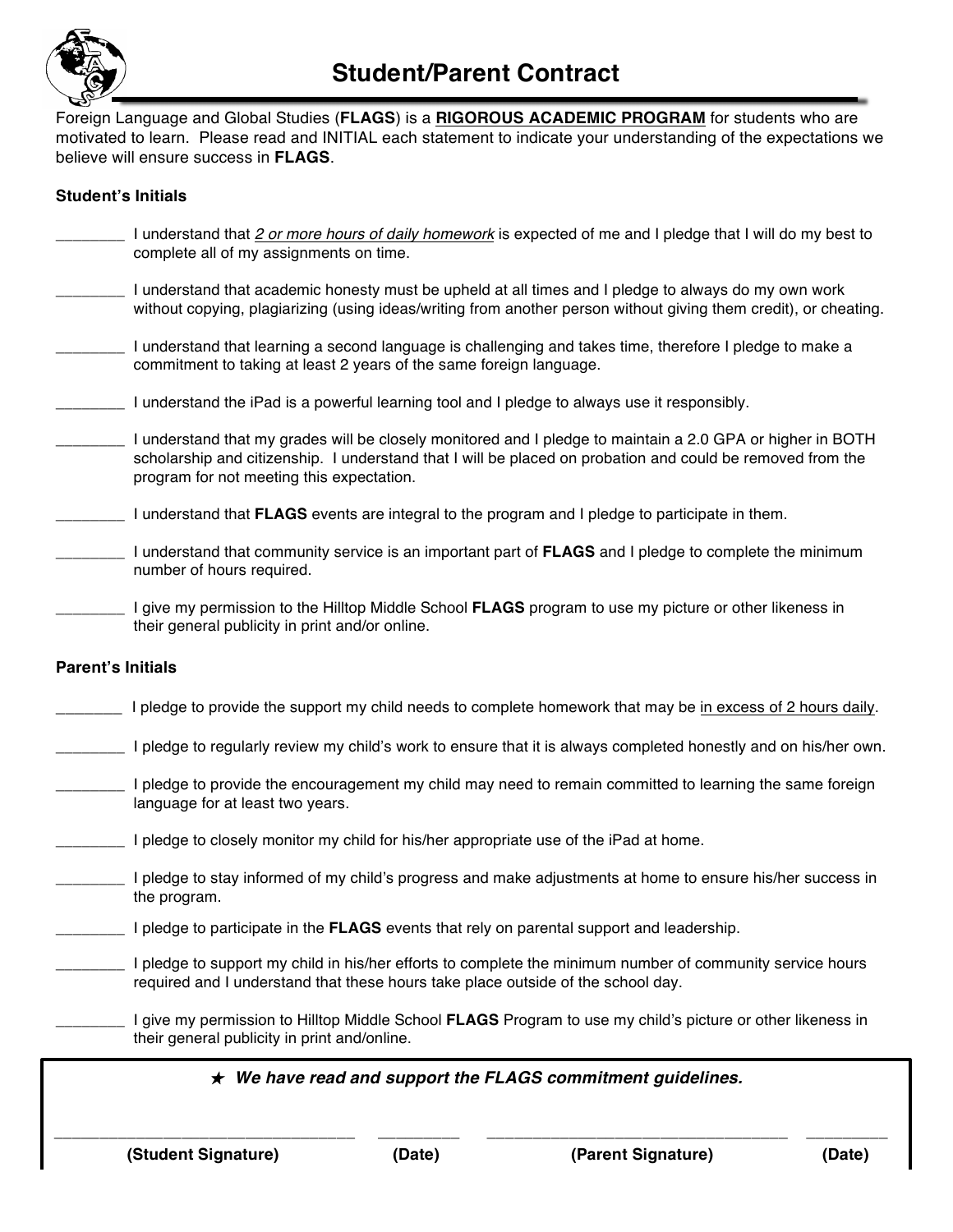# Student/Parent Contract

Foreign Language and Global Studies (**FLAGS**) is a **RIGOROUS ACADEMIC PROGRAM** for students who are motivated to learn. Please read and INITIAL each statement to indicate your understanding of the expectations we believe will ensure success in **FLAGS**.

**Student's Initials**

________ I understand that *2 or more hours of daily homework* is expected of me and I pledge that I will do my best to complete all of my assignments on time.

________ I understand that academic honesty must be upheld at all times and I pledge to always do my own work without copying, plagiarizing (using ideas/writing from another person without giving them credit), or cheating.

________ I understand that learning a second language is challenging and takes time, therefore I pledge to make a commitment to taking at least 2 years of the same foreign language.

________ I understand the iPad is a powerful learning tool and I pledge to always use it responsibly.

________ I understand that my grades will be closely monitored and I pledge to maintain a 2.0 GPA or higher in BOTH scholarship and citizenship. I understand that I will be placed on probation and could be removed from the program for not meeting this expectation.

________ I understand that **FLAGS** events are integral to the program and I pledge to participate in them.

________ I understand that community service is an important part of **FLAGS** and I pledge to complete the minimum number of hours required.

________ I give my permission to the Hilltop Middle School **FLAGS** program to use my picture or other likeness in their general publicity in print and/or online.

**Parent's Initials**

________ I pledge to provide the support my child needs to complete homework that may be in excess of 2 hours daily.

________ I pledge to regularly review my child's work to ensure that it is always completed honestly and on his/her own.

________ I pledge to provide the encouragement my child may need to remain committed to learning the same foreign language for at least two years.

________ I pledge to closely monitor my child for his/her appropriate use of the iPad at home.

________ I pledge to stay informed of my child's progress and make adjustments at home to ensure his/her success in the program.

________ I pledge to participate in the **FLAGS** events that rely on parental support and leadership.

________ I pledge to support my child in his/her efforts to complete the minimum number of community service hours required and I understand that these hours take place outside of the school day.

________ I give my permission to Hilltop Middle School **FLAGS** Program to use my child's picture or other likeness in their general publicity in print and/online.

★ ***We have read and support the FLAGS commitment guidelines.***

________________________________ ____________ ________________________________ ____________

**(Student Signature)** **(Date)** **(Parent Signature)** **(Date)**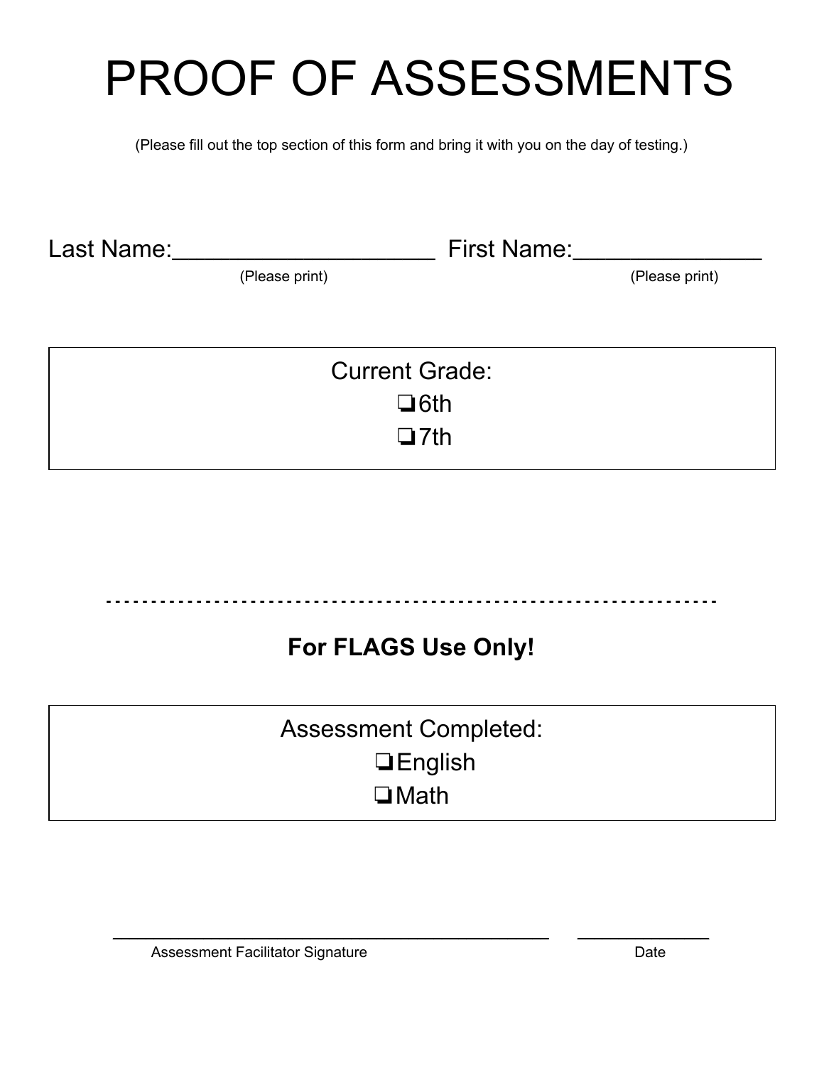# PROOF OF ASSESSMENTS

(Please fill out the top section of this form and bring it with you on the day of testing.)

Last Name:____________________ First Name:______________

(Please print) (Please print)

Current Grade:

- ❏ 6th
- ❏ 7th

---

**For FLAGS Use Only!**

Assessment Completed:

- ❏ English
- ❏ Math

______________________________________ ____________

Assessment Facilitator Signature Date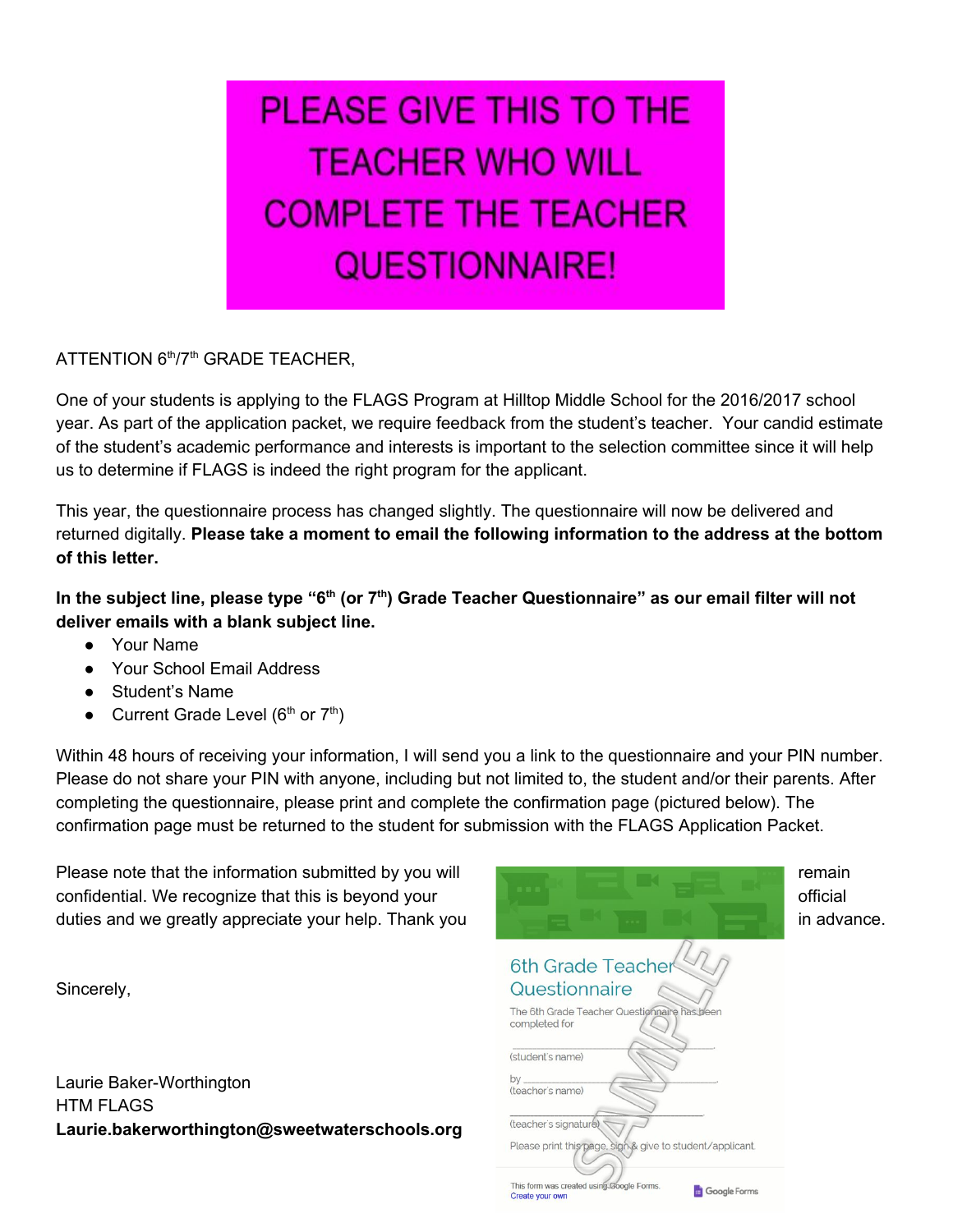# PLEASE GIVE THIS TO THE TEACHER WHO WILL COMPLETE THE TEACHER QUESTIONNAIRE!

ATTENTION 6th/7th GRADE TEACHER,

One of your students is applying to the FLAGS Program at Hilltop Middle School for the 2016/2017 school year. As part of the application packet, we require feedback from the student's teacher. Your candid estimate of the student's academic performance and interests is important to the selection committee since it will help us to determine if FLAGS is indeed the right program for the applicant.

This year, the questionnaire process has changed slightly. The questionnaire will now be delivered and returned digitally. **Please take a moment to email the following information to the address at the bottom of this letter.**

**In the subject line, please type "6th (or 7th) Grade Teacher Questionnaire" as our email filter will not deliver emails with a blank subject line.**

- Your Name
- Your School Email Address
- Student's Name
- Current Grade Level (6th or 7th)

Within 48 hours of receiving your information, I will send you a link to the questionnaire and your PIN number. Please do not share your PIN with anyone, including but not limited to, the student and/or their parents. After completing the questionnaire, please print and complete the confirmation page (pictured below). The confirmation page must be returned to the student for submission with the FLAGS Application Packet.

Please note that the information submitted by you will remain confidential. We recognize that this is beyond your official duties and we greatly appreciate your help. Thank you in advance.

Sincerely,

Laurie Baker-Worthington
HTM FLAGS
**Laurie.bakerworthington@sweetwaterschools.org**

6th Grade Teacher Questionnaire

The 6th Grade Teacher Questionnaire has been completed for

______________________________
(student's name)

by ______________________________
(teacher's name)

______________________________
(teacher's signature)

Please print this page, sign & give to student/applicant.

SAMPLE

This form was created using Google Forms.
Create your own

Google Forms